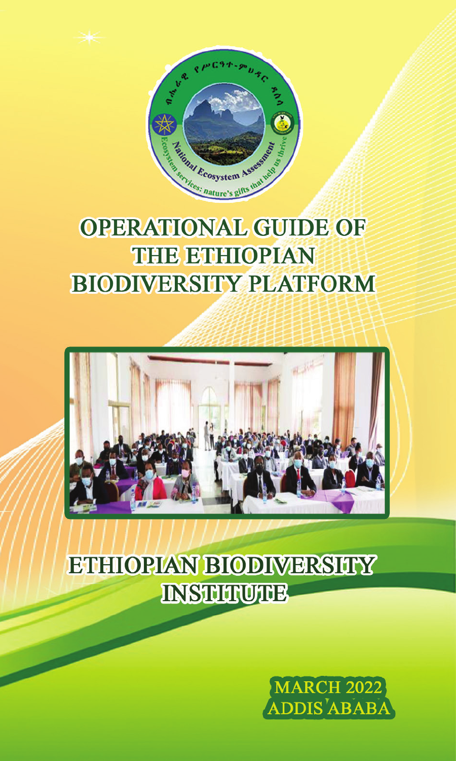# OPERATIONAL GUIDE OF THE ETHIOPIAN BIODIVERSITY PLATFORM

## ETHIOPIAN BIODIVERSITY INSTITUTE

MARCH 2022
ADDIS ABABA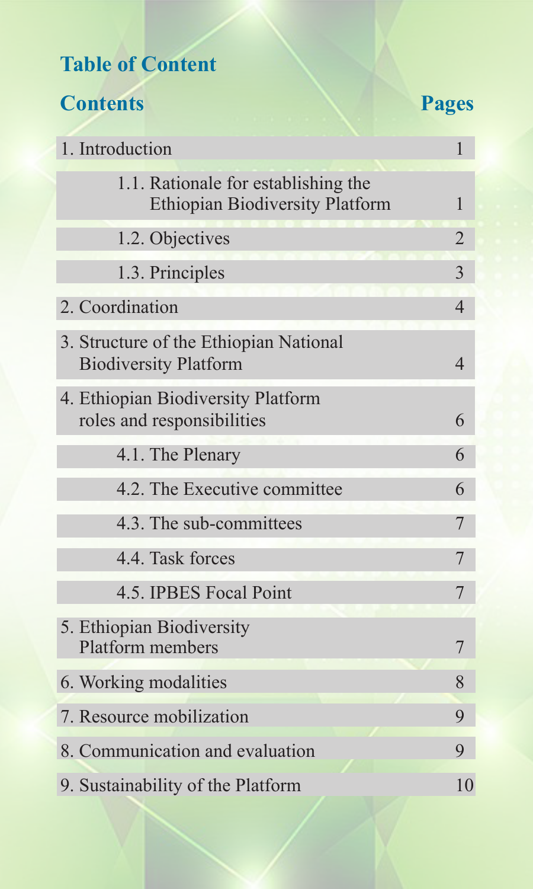# Table of Content

| Contents | Pages |
| --- | --- |
| 1. Introduction | 1 |
| 1.1. Rationale for establishing the Ethiopian Biodiversity Platform | 1 |
| 1.2. Objectives | 2 |
| 1.3. Principles | 3 |
| 2. Coordination | 4 |
| 3. Structure of the Ethiopian National Biodiversity Platform | 4 |
| 4. Ethiopian Biodiversity Platform roles and responsibilities | 6 |
| 4.1. The Plenary | 6 |
| 4.2. The Executive committee | 6 |
| 4.3. The sub-committees | 7 |
| 4.4. Task forces | 7 |
| 4.5. IPBES Focal Point | 7 |
| 5. Ethiopian Biodiversity Platform members | 7 |
| 6. Working modalities | 8 |
| 7. Resource mobilization | 9 |
| 8. Communication and evaluation | 9 |
| 9. Sustainability of the Platform | 10 |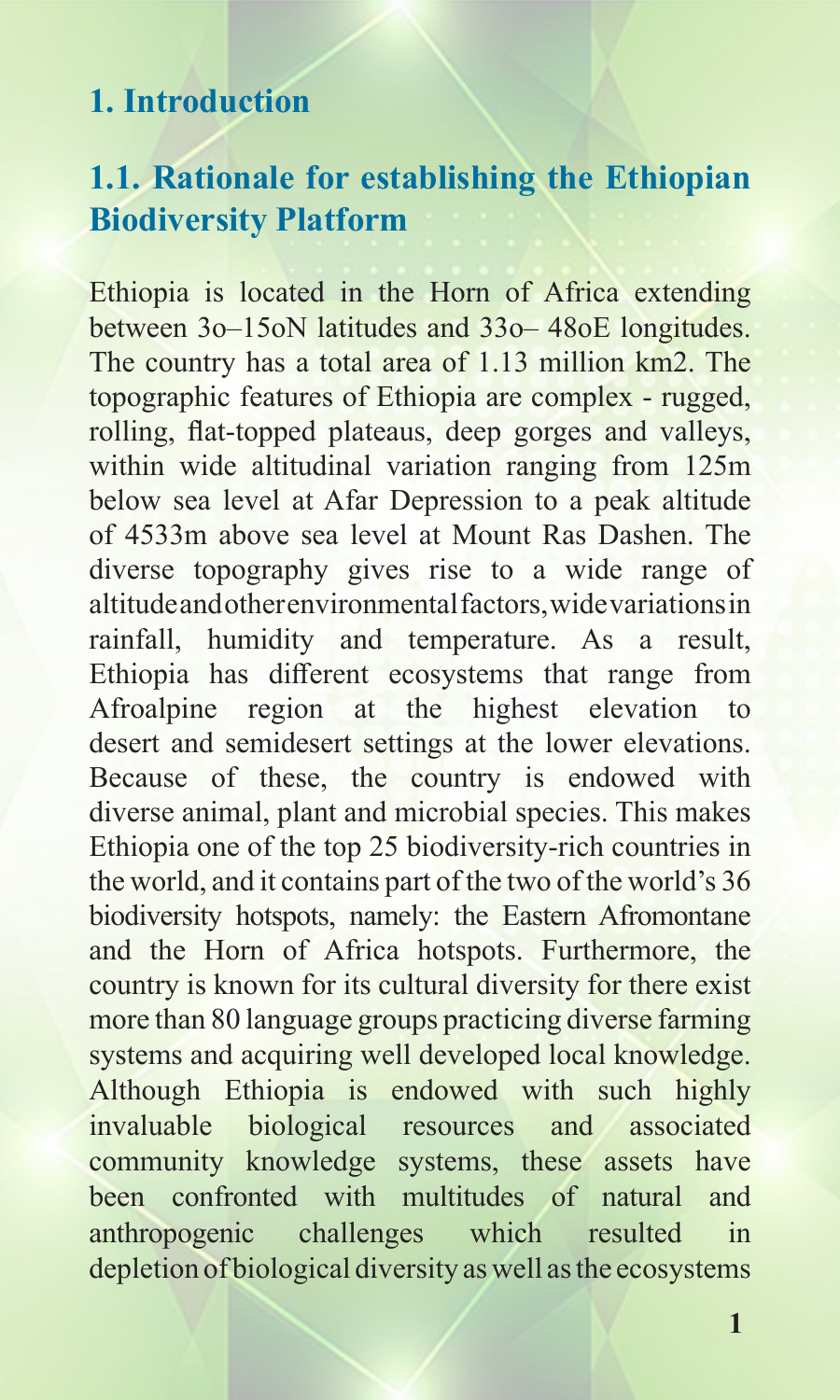# 1. Introduction

## 1.1. Rationale for establishing the Ethiopian Biodiversity Platform

Ethiopia is located in the Horn of Africa extending between 3o–15oN latitudes and 33o– 48oE longitudes. The country has a total area of 1.13 million km2. The topographic features of Ethiopia are complex - rugged, rolling, flat-topped plateaus, deep gorges and valleys, within wide altitudinal variation ranging from 125m below sea level at Afar Depression to a peak altitude of 4533m above sea level at Mount Ras Dashen. The diverse topography gives rise to a wide range of altitude and other environmental factors, wide variations in rainfall, humidity and temperature. As a result, Ethiopia has different ecosystems that range from Afroalpine region at the highest elevation to desert and semidesert settings at the lower elevations. Because of these, the country is endowed with diverse animal, plant and microbial species. This makes Ethiopia one of the top 25 biodiversity-rich countries in the world, and it contains part of the two of the world's 36 biodiversity hotspots, namely: the Eastern Afromontane and the Horn of Africa hotspots. Furthermore, the country is known for its cultural diversity for there exist more than 80 language groups practicing diverse farming systems and acquiring well developed local knowledge. Although Ethiopia is endowed with such highly invaluable biological resources and associated community knowledge systems, these assets have been confronted with multitudes of natural and anthropogenic challenges which resulted in depletion of biological diversity as well as the ecosystems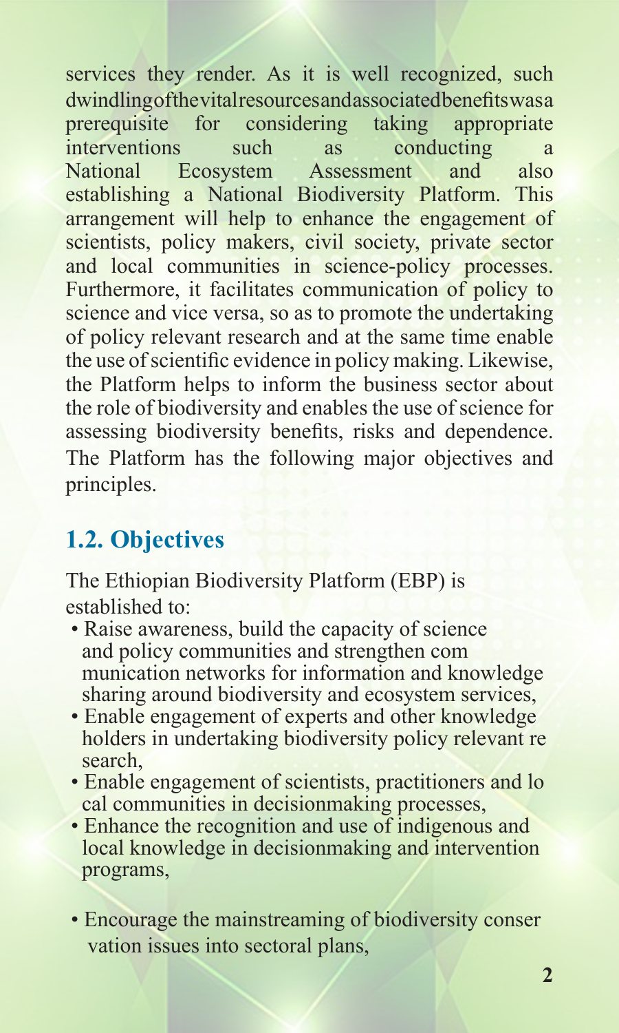services they render. As it is well recognized, such dwindlingofthevitalresourcesandassociatedbenefitswasa prerequisite for considering taking appropriate interventions such as conducting a National Ecosystem Assessment and also establishing a National Biodiversity Platform. This arrangement will help to enhance the engagement of scientists, policy makers, civil society, private sector and local communities in science-policy processes. Furthermore, it facilitates communication of policy to science and vice versa, so as to promote the undertaking of policy relevant research and at the same time enable the use of scientific evidence in policy making. Likewise, the Platform helps to inform the business sector about the role of biodiversity and enables the use of science for assessing biodiversity benefits, risks and dependence. The Platform has the following major objectives and principles.

## 1.2. Objectives

The Ethiopian Biodiversity Platform (EBP) is established to:

- Raise awareness, build the capacity of science and policy communities and strengthen com munication networks for information and knowledge sharing around biodiversity and ecosystem services,
- Enable engagement of experts and other knowledge holders in undertaking biodiversity policy relevant re search,
- Enable engagement of scientists, practitioners and lo cal communities in decisionmaking processes,
- Enhance the recognition and use of indigenous and local knowledge in decisionmaking and intervention programs,
- Encourage the mainstreaming of biodiversity conser vation issues into sectoral plans,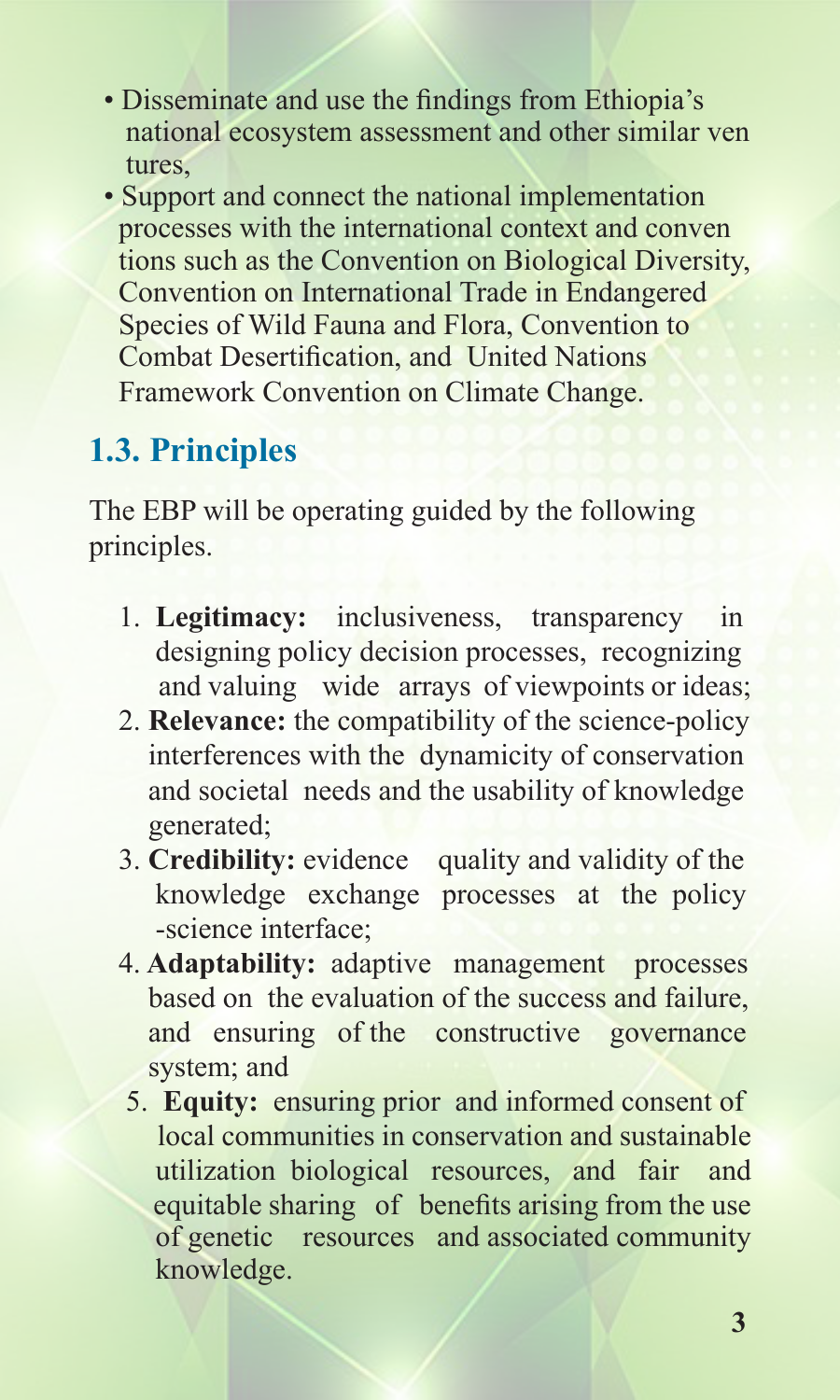- Disseminate and use the findings from Ethiopia's national ecosystem assessment and other similar ventures,
- Support and connect the national implementation processes with the international context and conventions such as the Convention on Biological Diversity, Convention on International Trade in Endangered Species of Wild Fauna and Flora, Convention to Combat Desertification, and United Nations Framework Convention on Climate Change.

## 1.3. Principles

The EBP will be operating guided by the following principles.

1. **Legitimacy:** inclusiveness, transparency in designing policy decision processes, recognizing and valuing wide arrays of viewpoints or ideas;
2. **Relevance:** the compatibility of the science-policy interferences with the dynamicity of conservation and societal needs and the usability of knowledge generated;
3. **Credibility:** evidence quality and validity of the knowledge exchange processes at the policy -science interface;
4. **Adaptability:** adaptive management processes based on the evaluation of the success and failure, and ensuring of the constructive governance system; and
5. **Equity:** ensuring prior and informed consent of local communities in conservation and sustainable utilization biological resources, and fair and equitable sharing of benefits arising from the use of genetic resources and associated community knowledge.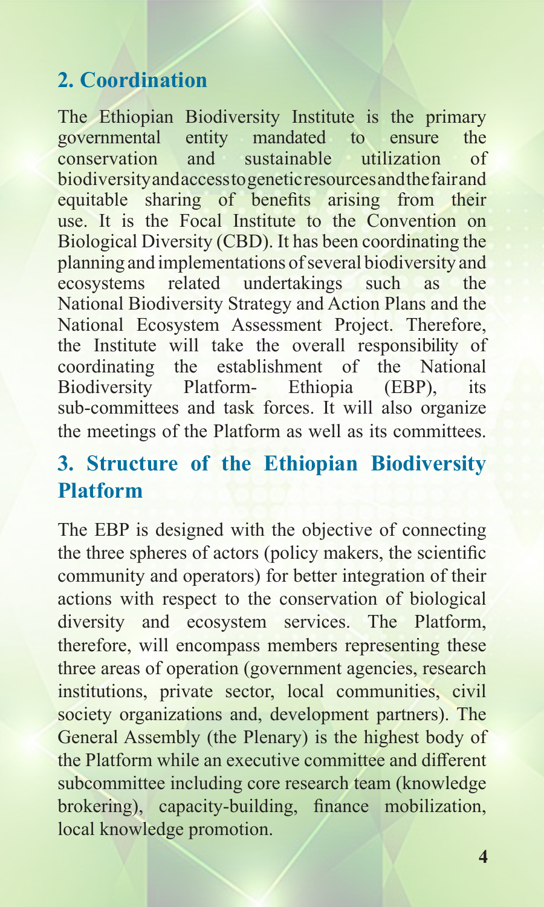## 2. Coordination

The Ethiopian Biodiversity Institute is the primary governmental entity mandated to ensure the conservation and sustainable utilization of biodiversity and access to genetic resources and the fair and equitable sharing of benefits arising from their use. It is the Focal Institute to the Convention on Biological Diversity (CBD). It has been coordinating the planning and implementations of several biodiversity and ecosystems related undertakings such as the National Biodiversity Strategy and Action Plans and the National Ecosystem Assessment Project. Therefore, the Institute will take the overall responsibility of coordinating the establishment of the National Biodiversity Platform- Ethiopia (EBP), its sub-committees and task forces. It will also organize the meetings of the Platform as well as its committees.

## 3. Structure of the Ethiopian Biodiversity Platform

The EBP is designed with the objective of connecting the three spheres of actors (policy makers, the scientific community and operators) for better integration of their actions with respect to the conservation of biological diversity and ecosystem services. The Platform, therefore, will encompass members representing these three areas of operation (government agencies, research institutions, private sector, local communities, civil society organizations and, development partners). The General Assembly (the Plenary) is the highest body of the Platform while an executive committee and different subcommittee including core research team (knowledge brokering), capacity-building, finance mobilization, local knowledge promotion.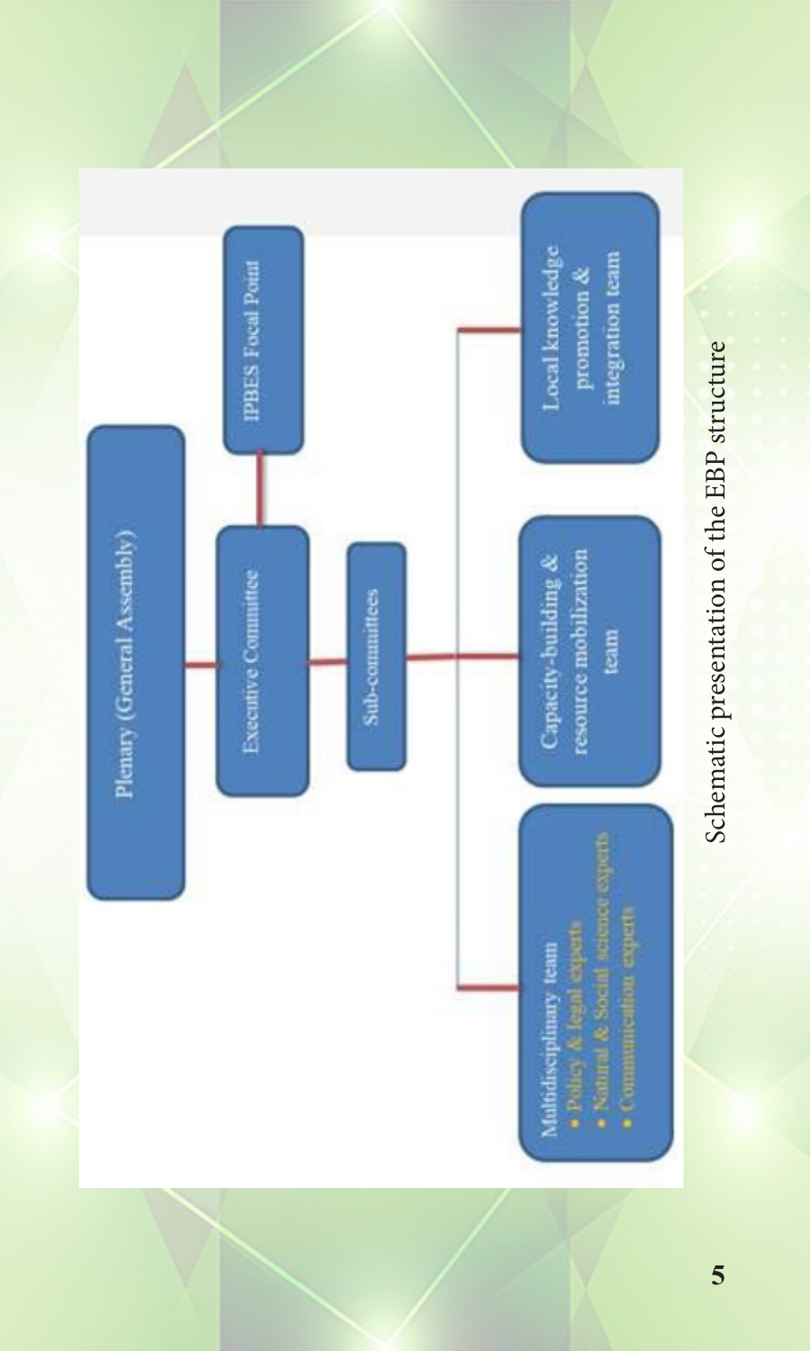Plenary (General Assembly)

Executive Committee

IPBES Focal Point

Sub-committees

Multidisciplinary team
- Policy & legal experts
- Natural & Social science experts
- Communication experts

Capacity-building & resource mobilization team

Local knowledge promotion & integration team

Schematic presentation of the EBP structure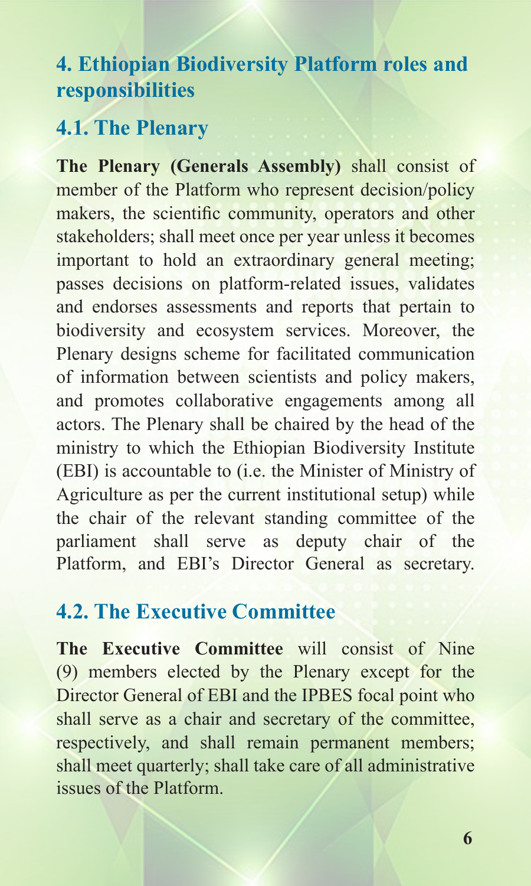## 4. Ethiopian Biodiversity Platform roles and responsibilities

### 4.1. The Plenary

**The Plenary (Generals Assembly)** shall consist of member of the Platform who represent decision/policy makers, the scientific community, operators and other stakeholders; shall meet once per year unless it becomes important to hold an extraordinary general meeting; passes decisions on platform-related issues, validates and endorses assessments and reports that pertain to biodiversity and ecosystem services. Moreover, the Plenary designs scheme for facilitated communication of information between scientists and policy makers, and promotes collaborative engagements among all actors. The Plenary shall be chaired by the head of the ministry to which the Ethiopian Biodiversity Institute (EBI) is accountable to (i.e. the Minister of Ministry of Agriculture as per the current institutional setup) while the chair of the relevant standing committee of the parliament shall serve as deputy chair of the Platform, and EBI's Director General as secretary.

### 4.2. The Executive Committee

**The Executive Committee** will consist of Nine (9) members elected by the Plenary except for the Director General of EBI and the IPBES focal point who shall serve as a chair and secretary of the committee, respectively, and shall remain permanent members; shall meet quarterly; shall take care of all administrative issues of the Platform.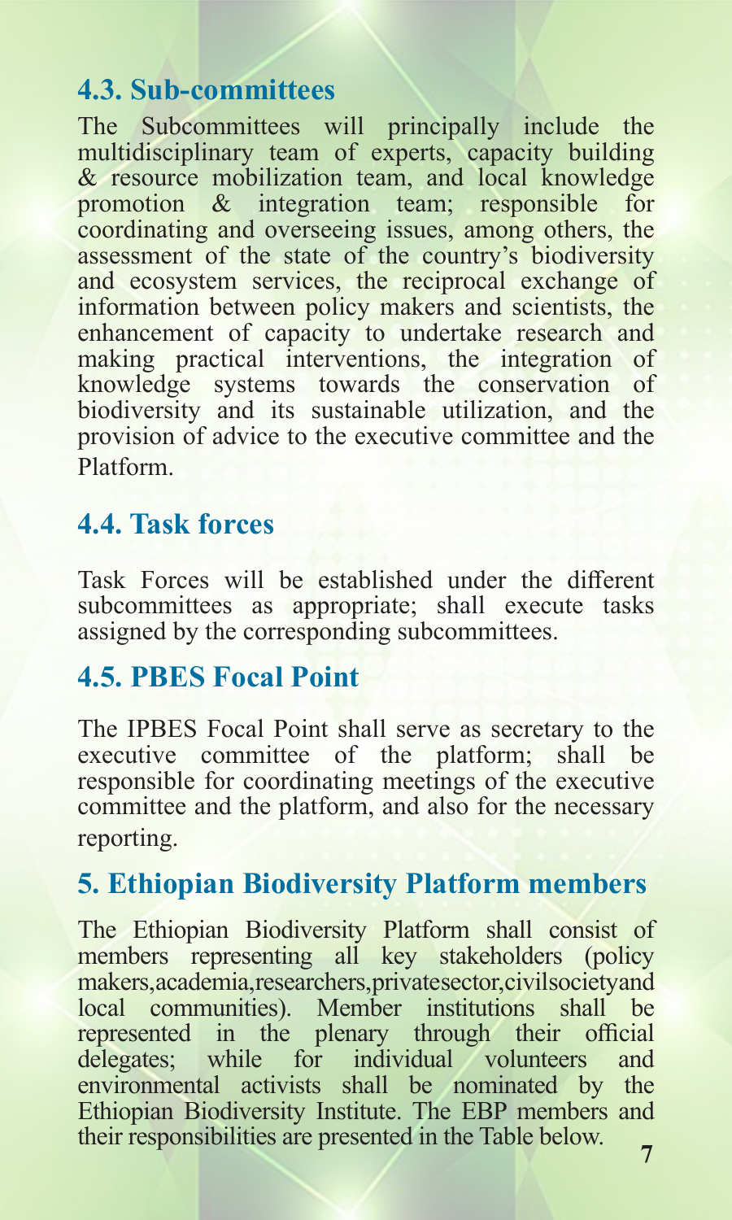## 4.3. Sub-committees

The Subcommittees will principally include the multidisciplinary team of experts, capacity building & resource mobilization team, and local knowledge promotion & integration team; responsible for coordinating and overseeing issues, among others, the assessment of the state of the country's biodiversity and ecosystem services, the reciprocal exchange of information between policy makers and scientists, the enhancement of capacity to undertake research and making practical interventions, the integration of knowledge systems towards the conservation of biodiversity and its sustainable utilization, and the provision of advice to the executive committee and the Platform.

## 4.4. Task forces

Task Forces will be established under the different subcommittees as appropriate; shall execute tasks assigned by the corresponding subcommittees.

## 4.5. PBES Focal Point

The IPBES Focal Point shall serve as secretary to the executive committee of the platform; shall be responsible for coordinating meetings of the executive committee and the platform, and also for the necessary reporting.

# 5. Ethiopian Biodiversity Platform members

The Ethiopian Biodiversity Platform shall consist of members representing all key stakeholders (policy makers,academia,researchers,privatesector,civilsocietyand local communities). Member institutions shall be represented in the plenary through their official delegates; while for individual volunteers and environmental activists shall be nominated by the Ethiopian Biodiversity Institute. The EBP members and their responsibilities are presented in the Table below.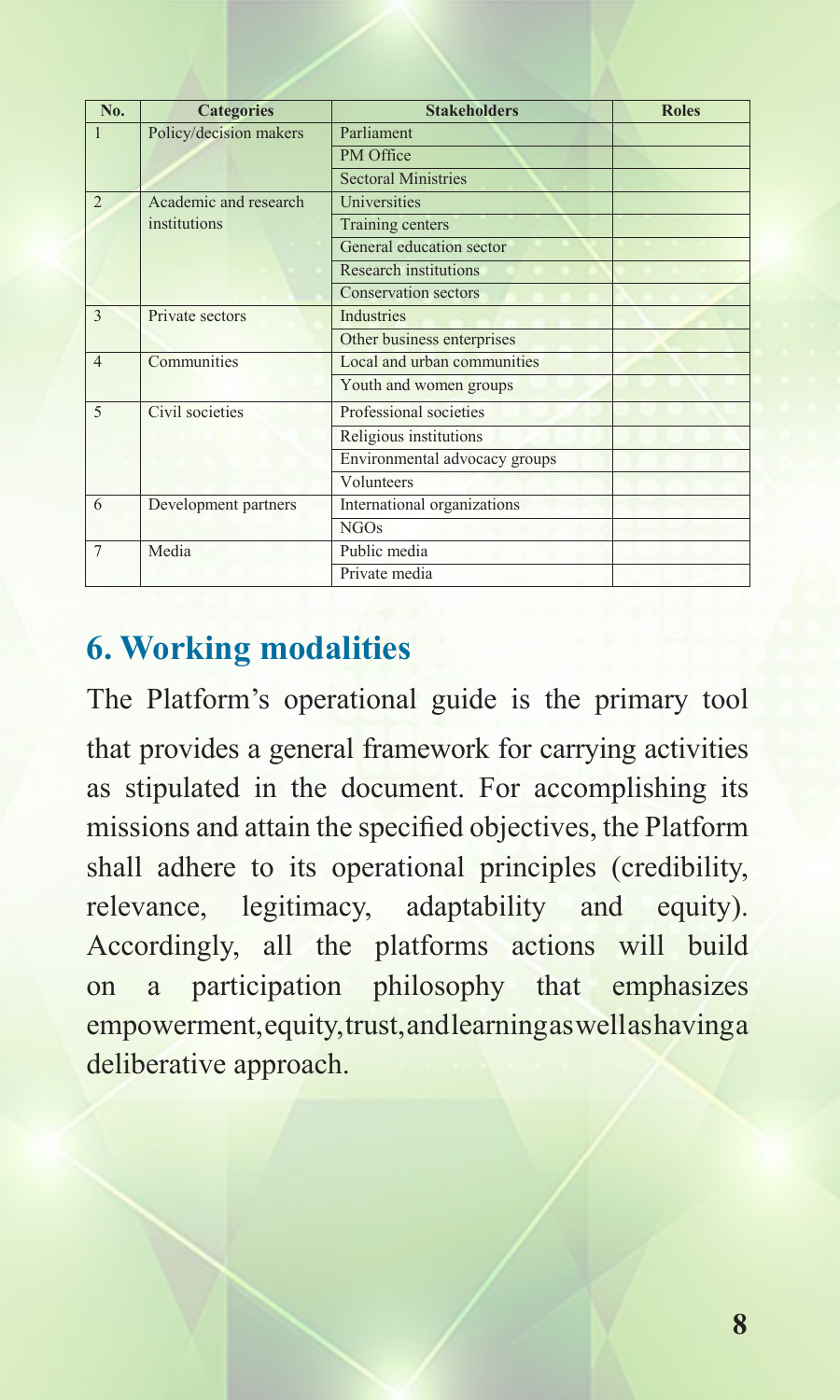| No. | Categories | Stakeholders | Roles |
|---|---|---|---|
| 1 | Policy/decision makers | Parliament | |
| | | PM Office | |
| | | Sectoral Ministries | |
| 2 | Academic and research institutions | Universities | |
| | | Training centers | |
| | | General education sector | |
| | | Research institutions | |
| | | Conservation sectors | |
| 3 | Private sectors | Industries | |
| | | Other business enterprises | |
| 4 | Communities | Local and urban communities | |
| | | Youth and women groups | |
| 5 | Civil societies | Professional societies | |
| | | Religious institutions | |
| | | Environmental advocacy groups | |
| | | Volunteers | |
| 6 | Development partners | International organizations | |
| | | NGOs | |
| 7 | Media | Public media | |
| | | Private media | |

## 6. Working modalities

The Platform's operational guide is the primary tool that provides a general framework for carrying activities as stipulated in the document. For accomplishing its missions and attain the specified objectives, the Platform shall adhere to its operational principles (credibility, relevance, legitimacy, adaptability and equity). Accordingly, all the platforms actions will build on a participation philosophy that emphasizes empowerment, equity, trust, and learning as well as having a deliberative approach.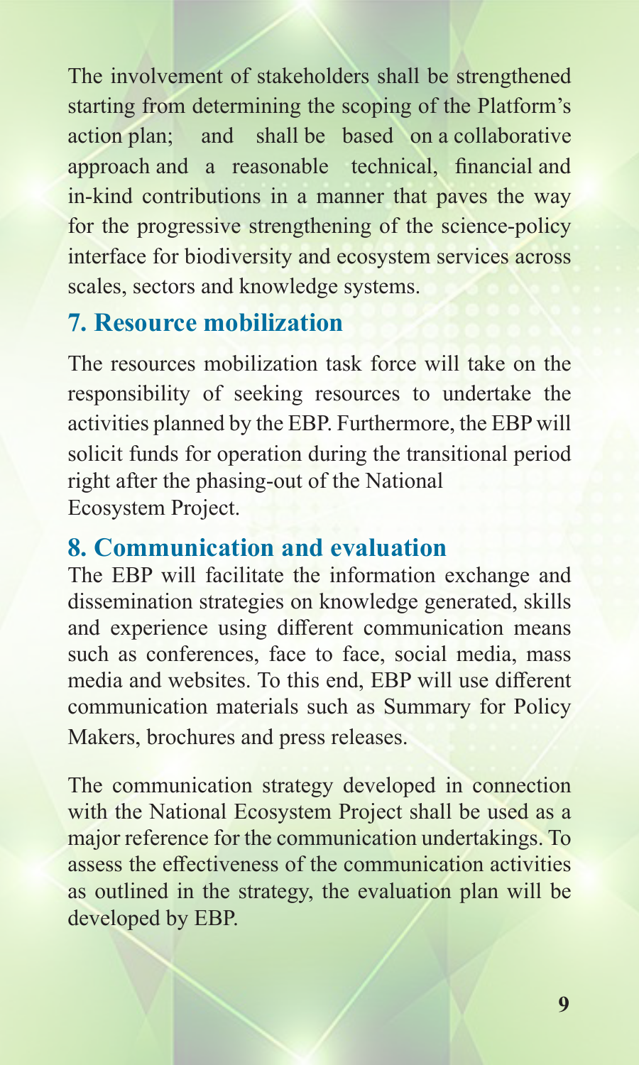The involvement of stakeholders shall be strengthened starting from determining the scoping of the Platform's action plan; and shall be based on a collaborative approach and a reasonable technical, financial and in-kind contributions in a manner that paves the way for the progressive strengthening of the science-policy interface for biodiversity and ecosystem services across scales, sectors and knowledge systems.

## 7. Resource mobilization

The resources mobilization task force will take on the responsibility of seeking resources to undertake the activities planned by the EBP. Furthermore, the EBP will solicit funds for operation during the transitional period right after the phasing-out of the National Ecosystem Project.

## 8. Communication and evaluation

The EBP will facilitate the information exchange and dissemination strategies on knowledge generated, skills and experience using different communication means such as conferences, face to face, social media, mass media and websites. To this end, EBP will use different communication materials such as Summary for Policy Makers, brochures and press releases.

The communication strategy developed in connection with the National Ecosystem Project shall be used as a major reference for the communication undertakings. To assess the effectiveness of the communication activities as outlined in the strategy, the evaluation plan will be developed by EBP.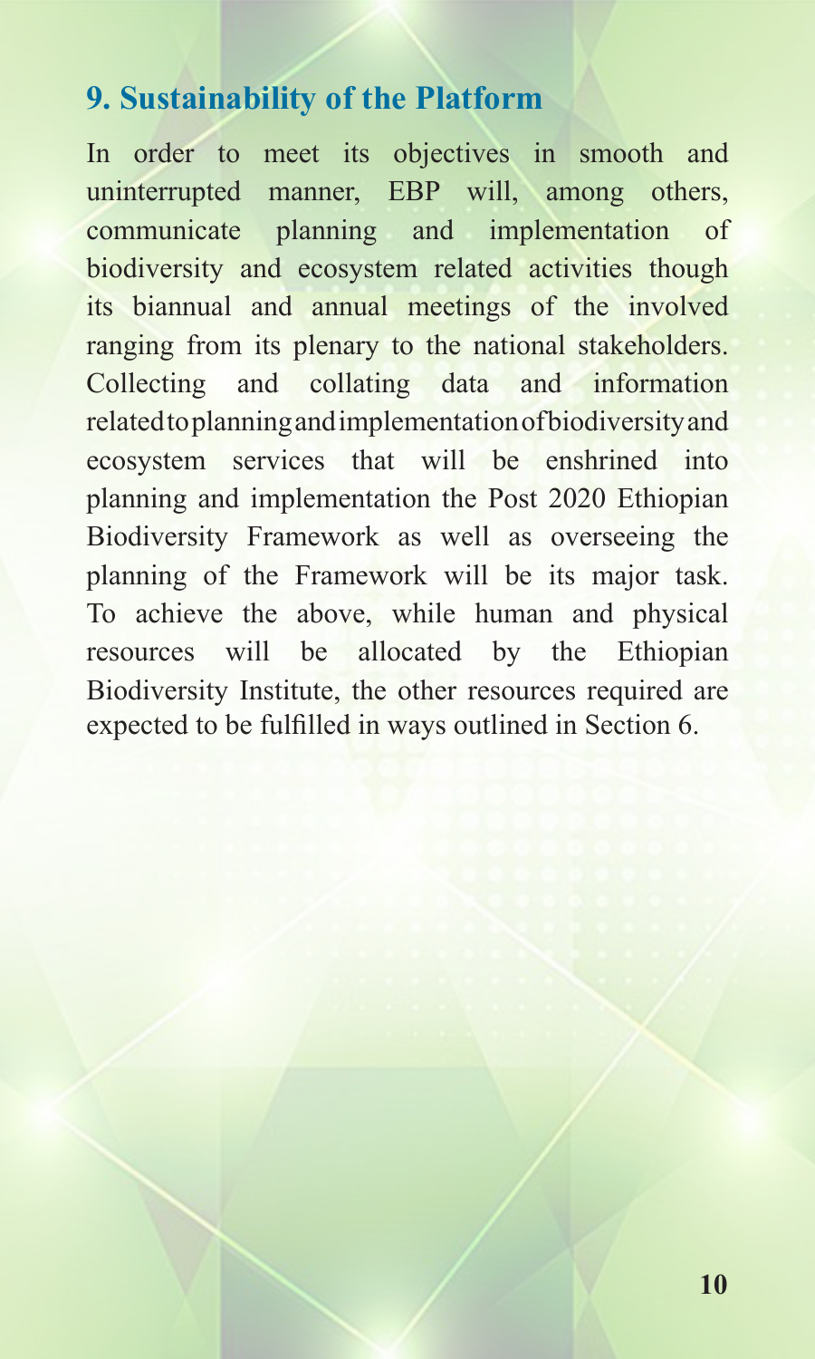## 9. Sustainability of the Platform

In order to meet its objectives in smooth and uninterrupted manner, EBP will, among others, communicate planning and implementation of biodiversity and ecosystem related activities though its biannual and annual meetings of the involved ranging from its plenary to the national stakeholders. Collecting and collating data and information related to planning and implementation of biodiversity and ecosystem services that will be enshrined into planning and implementation the Post 2020 Ethiopian Biodiversity Framework as well as overseeing the planning of the Framework will be its major task. To achieve the above, while human and physical resources will be allocated by the Ethiopian Biodiversity Institute, the other resources required are expected to be fulfilled in ways outlined in Section 6.